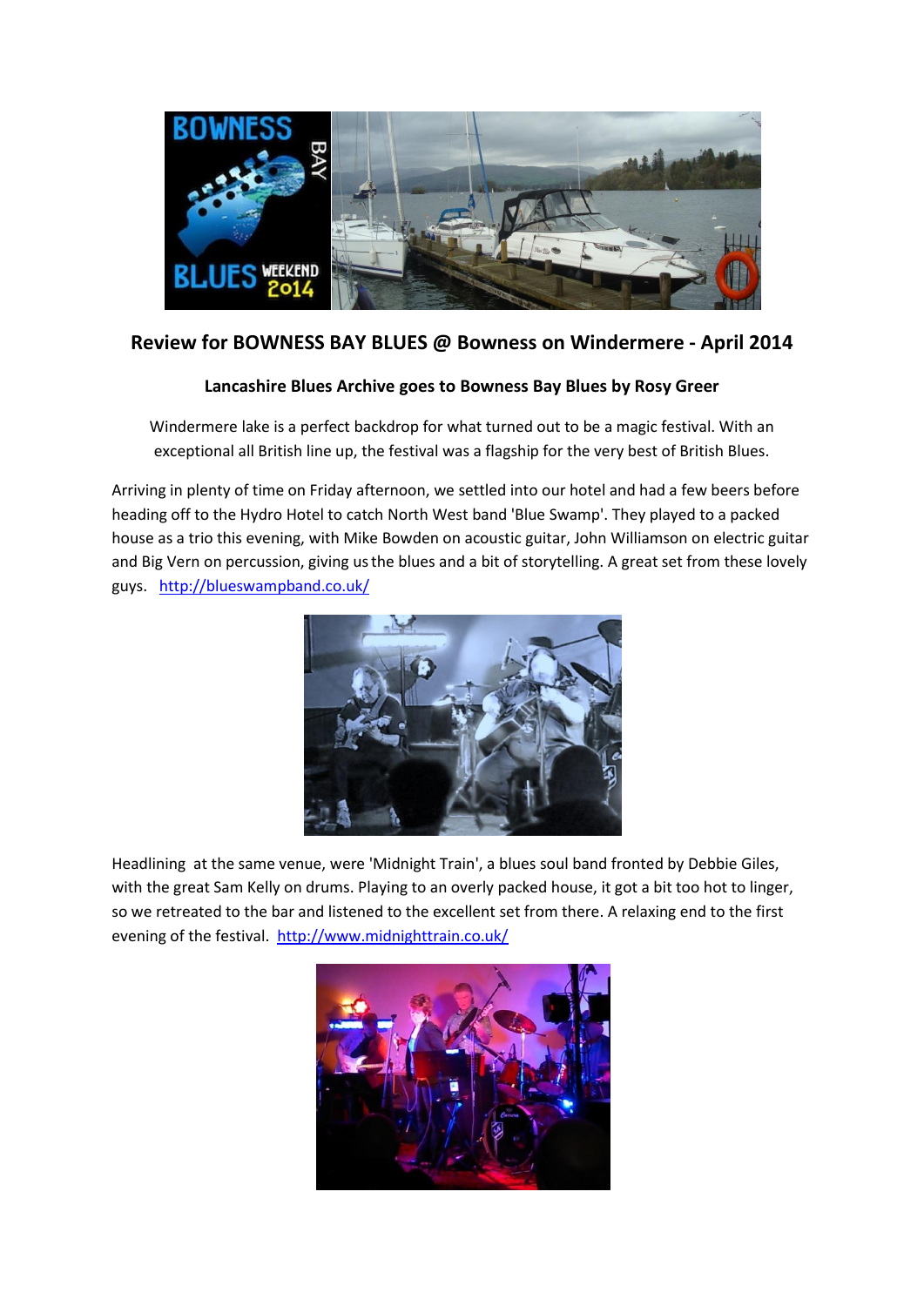## Review for BOWNESS BAY BLUES @ Bowness on Windermere - April 2014

### Lancashire Blues Archive goes to Bowness Bay Blues by Rosy Greer

Windermere lake is a perfect backdrop for what turned out to be a magic festival. With an exceptional all British line up, the festival was a flagship for the very best of British Blues.

Arriving in plenty of time on Friday afternoon, we settled into our hotel and had a few beers before heading off to the Hydro Hotel to catch North West band 'Blue Swamp'. They played to a packed house as a trio this evening, with Mike Bowden on acoustic guitar, John Williamson on electric guitar and Big Vern on percussion, giving us the blues and a bit of storytelling. A great set from these lovely guys. http://blueswampband.co.uk/

Headlining at the same venue, were 'Midnight Train', a blues soul band fronted by Debbie Giles, with the great Sam Kelly on drums. Playing to an overly packed house, it got a bit too hot to linger, so we retreated to the bar and listened to the excellent set from there. A relaxing end to the first evening of the festival. http://www.midnighttrain.co.uk/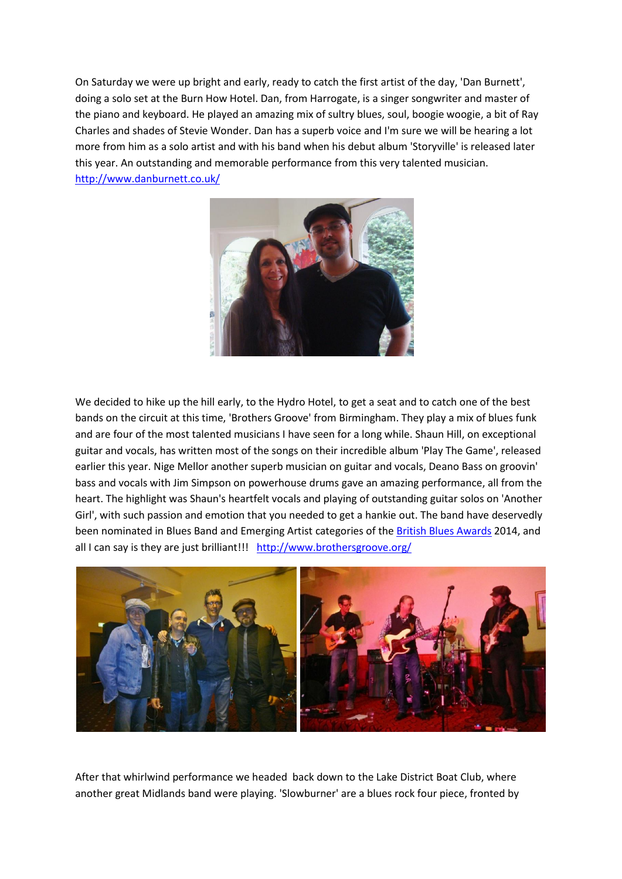On Saturday we were up bright and early, ready to catch the first artist of the day, 'Dan Burnett', doing a solo set at the Burn How Hotel. Dan, from Harrogate, is a singer songwriter and master of the piano and keyboard. He played an amazing mix of sultry blues, soul, boogie woogie, a bit of Ray Charles and shades of Stevie Wonder. Dan has a superb voice and I'm sure we will be hearing a lot more from him as a solo artist and with his band when his debut album 'Storyville' is released later this year. An outstanding and memorable performance from this very talented musician. [http://www.danburnett.co.uk/](http://www.danburnett.co.uk/)

We decided to hike up the hill early, to the Hydro Hotel, to get a seat and to catch one of the best bands on the circuit at this time, 'Brothers Groove' from Birmingham. They play a mix of blues funk and are four of the most talented musicians I have seen for a long while. Shaun Hill, on exceptional guitar and vocals, has written most of the songs on their incredible album 'Play The Game', released earlier this year. Nige Mellor another superb musician on guitar and vocals, Deano Bass on groovin' bass and vocals with Jim Simpson on powerhouse drums gave an amazing performance, all from the heart. The highlight was Shaun's heartfelt vocals and playing of outstanding guitar solos on 'Another Girl', with such passion and emotion that you needed to get a hankie out. The band have deservedly been nominated in Blues Band and Emerging Artist categories of the British Blues Awards 2014, and all I can say is they are just brilliant!!! [http://www.brothersgroove.org/](http://www.brothersgroove.org/)

After that whirlwind performance we headed back down to the Lake District Boat Club, where another great Midlands band were playing. 'Slowburner' are a blues rock four piece, fronted by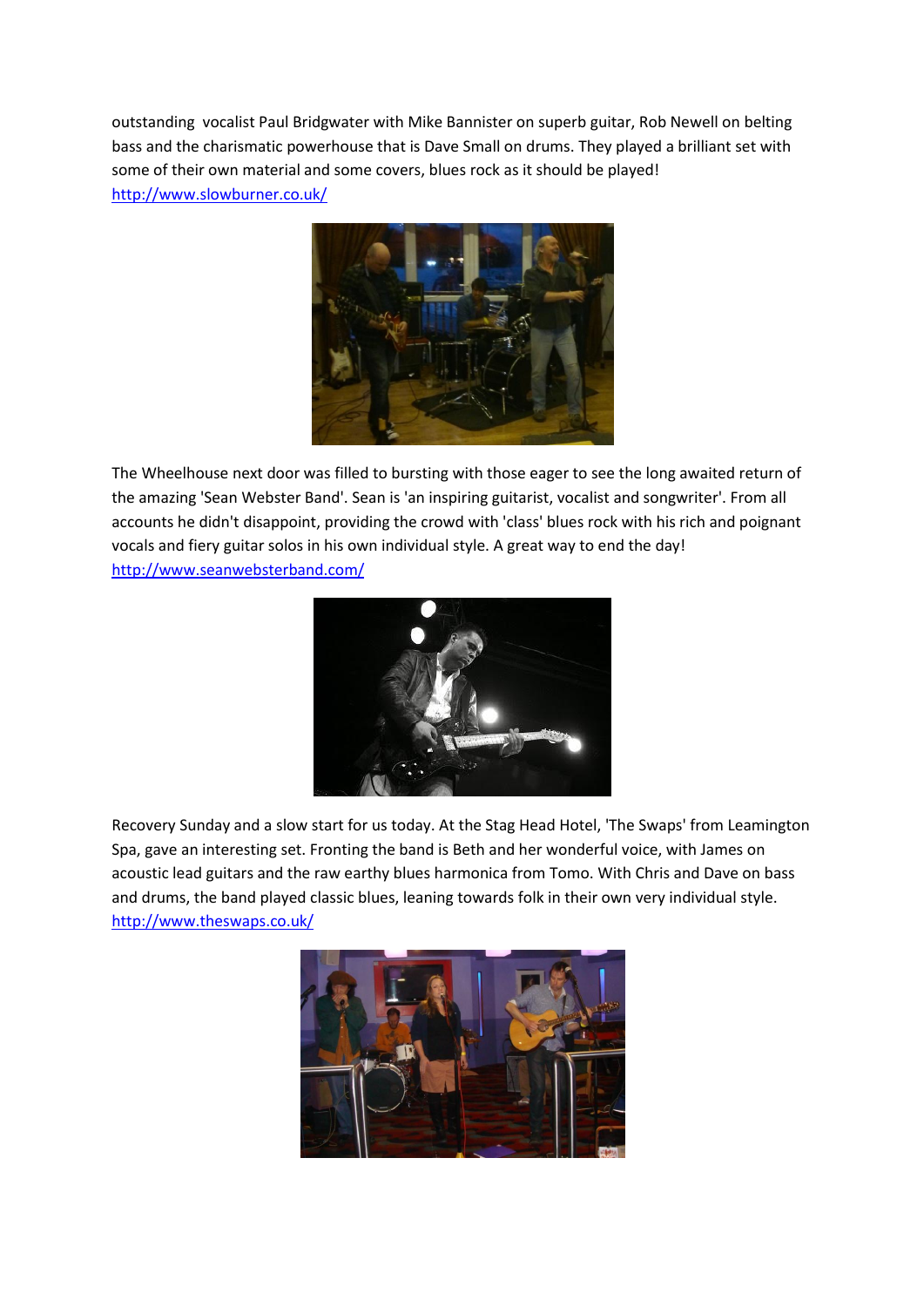outstanding vocalist Paul Bridgwater with Mike Bannister on superb guitar, Rob Newell on belting bass and the charismatic powerhouse that is Dave Small on drums. They played a brilliant set with some of their own material and some covers, blues rock as it should be played!
http://www.slowburner.co.uk/

The Wheelhouse next door was filled to bursting with those eager to see the long awaited return of the amazing 'Sean Webster Band'. Sean is 'an inspiring guitarist, vocalist and songwriter'. From all accounts he didn't disappoint, providing the crowd with 'class' blues rock with his rich and poignant vocals and fiery guitar solos in his own individual style. A great way to end the day!
http://www.seanwebsterband.com/

Recovery Sunday and a slow start for us today. At the Stag Head Hotel, 'The Swaps' from Leamington Spa, gave an interesting set. Fronting the band is Beth and her wonderful voice, with James on acoustic lead guitars and the raw earthy blues harmonica from Tomo. With Chris and Dave on bass and drums, the band played classic blues, leaning towards folk in their own very individual style.
http://www.theswaps.co.uk/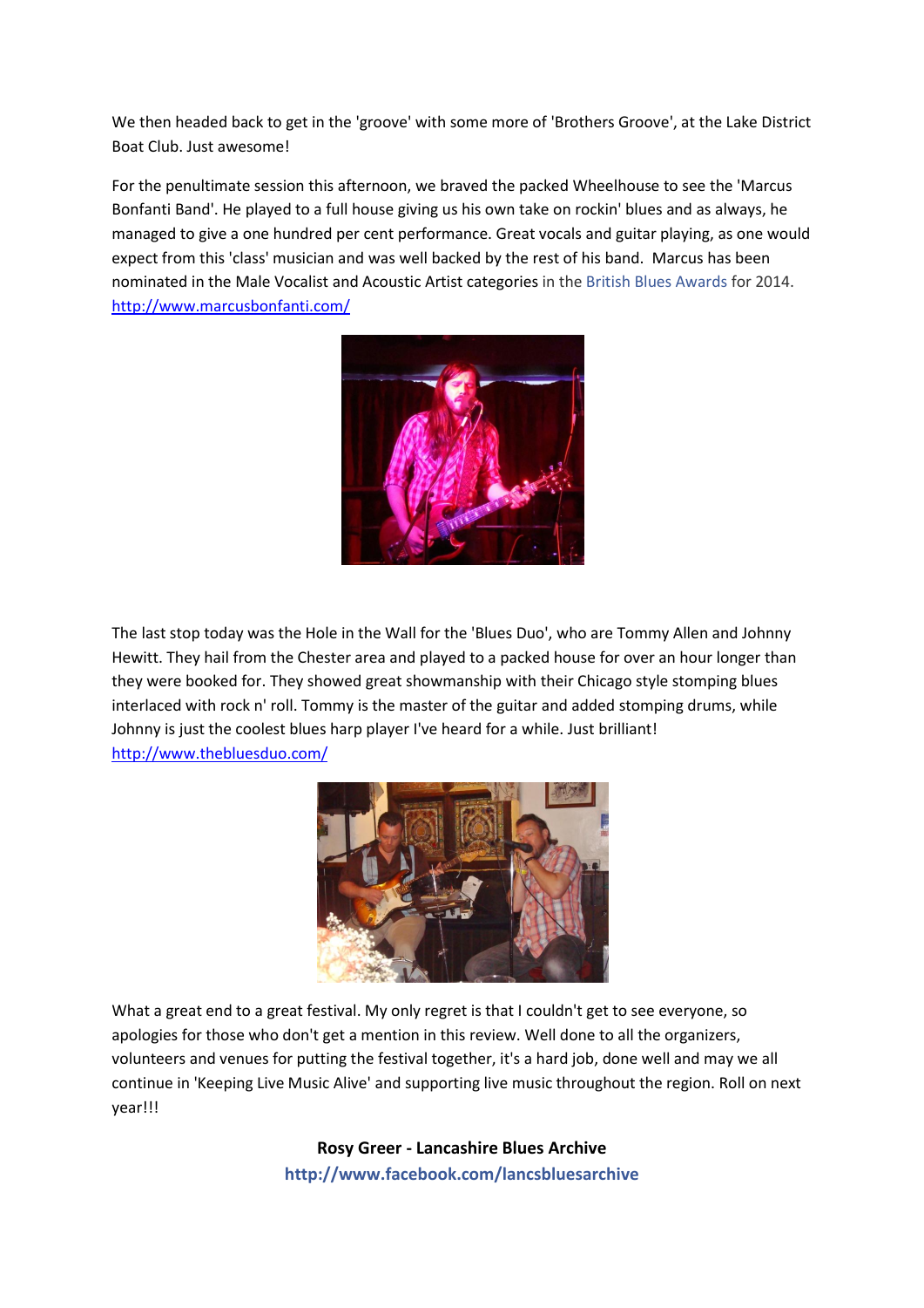We then headed back to get in the 'groove' with some more of 'Brothers Groove', at the Lake District Boat Club. Just awesome!

For the penultimate session this afternoon, we braved the packed Wheelhouse to see the 'Marcus Bonfanti Band'. He played to a full house giving us his own take on rockin' blues and as always, he managed to give a one hundred per cent performance. Great vocals and guitar playing, as one would expect from this 'class' musician and was well backed by the rest of his band. Marcus has been nominated in the Male Vocalist and Acoustic Artist categories in the British Blues Awards for 2014.
http://www.marcusbonfanti.com/

The last stop today was the Hole in the Wall for the 'Blues Duo', who are Tommy Allen and Johnny Hewitt. They hail from the Chester area and played to a packed house for over an hour longer than they were booked for. They showed great showmanship with their Chicago style stomping blues interlaced with rock n' roll. Tommy is the master of the guitar and added stomping drums, while Johnny is just the coolest blues harp player I've heard for a while. Just brilliant!
http://www.thebluesduo.com/

What a great end to a great festival. My only regret is that I couldn't get to see everyone, so apologies for those who don't get a mention in this review. Well done to all the organizers, volunteers and venues for putting the festival together, it's a hard job, done well and may we all continue in 'Keeping Live Music Alive' and supporting live music throughout the region. Roll on next year!!!

**Rosy Greer - Lancashire Blues Archive**
**http://www.facebook.com/lancsbluesarchive**